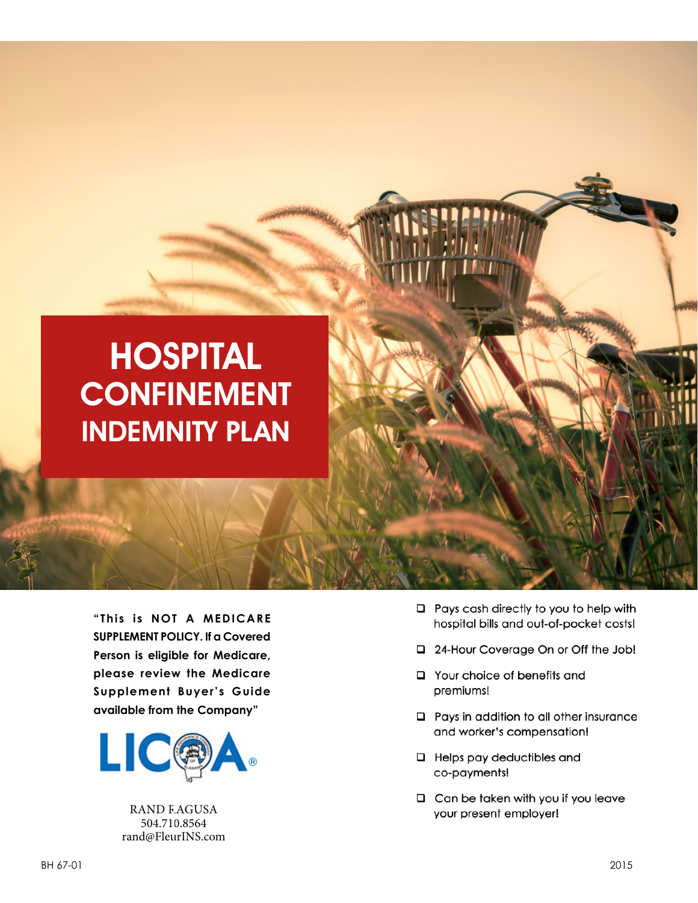# HOSPITAL CONFINEMENT INDEMNITY PLAN

**"This is NOT A MEDICARE SUPPLEMENT POLICY. If a Covered Person is eligible for Medicare, please review the Medicare Supplement Buyer's Guide available from the Company"**

LICOA®

RAND F.AGUSA
504.710.8564
rand@FleurINS.com

- ❑ Pays cash directly to you to help with hospital bills and out-of-pocket costs!
- ❑ 24-Hour Coverage On or Off the Job!
- ❑ Your choice of benefits and premiums!
- ❑ Pays in addition to all other insurance and worker's compensation!
- ❑ Helps pay deductibles and co-payments!
- ❑ Can be taken with you if you leave your present employer!

BH 67-01

2015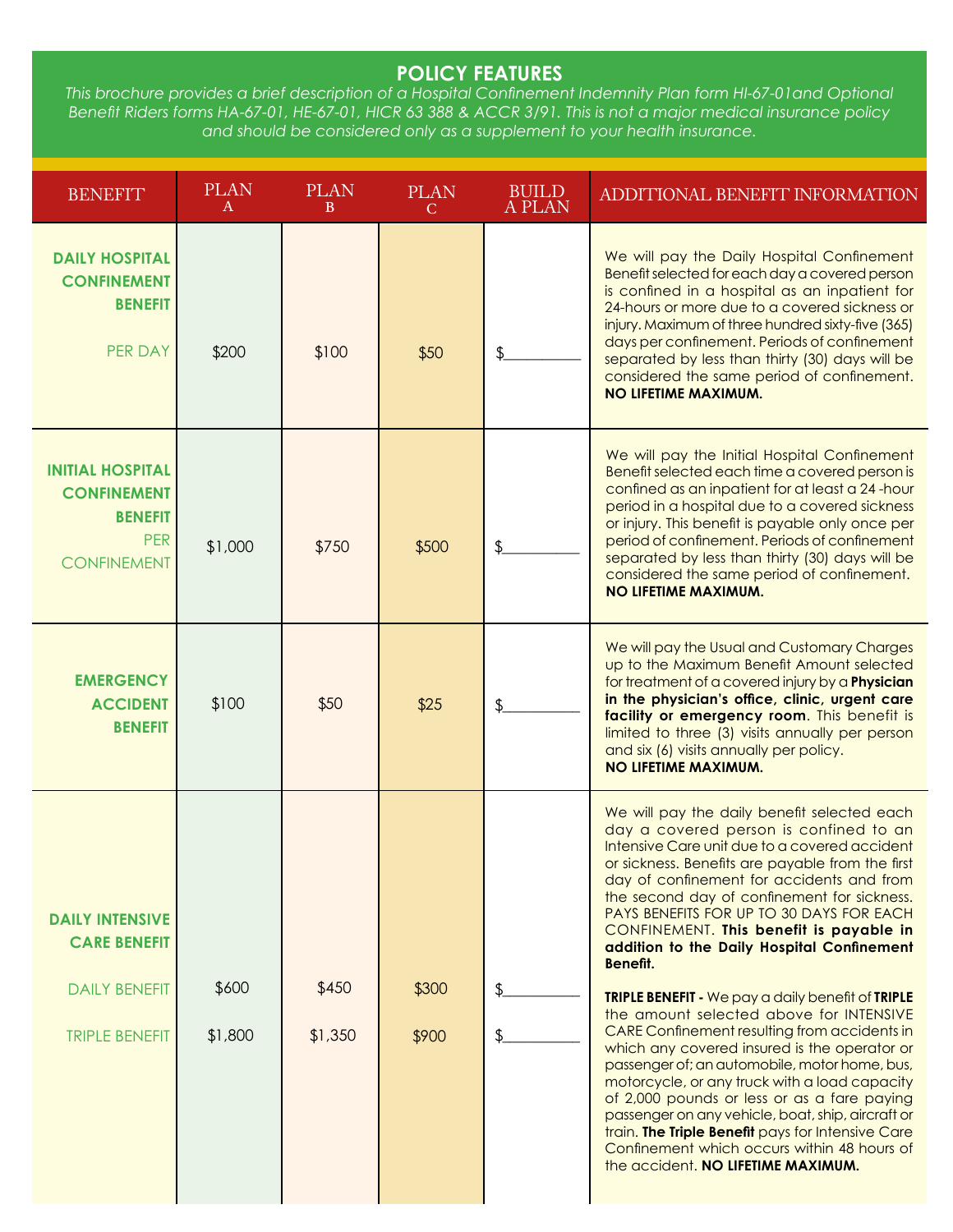## POLICY FEATURES

*This brochure provides a brief description of a Hospital Confinement Indemnity Plan form HI-67-01and Optional Benefit Riders forms HA-67-01, HE-67-01, HICR 63 388 & ACCR 3/91. This is not a major medical insurance policy and should be considered only as a supplement to your health insurance.*

| BENEFIT | PLAN A | PLAN B | PLAN C | BUILD A PLAN | ADDITIONAL BENEFIT INFORMATION |
|---|---|---|---|---|---|
| **DAILY HOSPITAL CONFINEMENT BENEFIT** PER DAY | $200 | $100 | $50 | $__________ | We will pay the Daily Hospital Confinement Benefit selected for each day a covered person is confined in a hospital as an inpatient for 24-hours or more due to a covered sickness or injury. Maximum of three hundred sixty-five (365) days per confinement. Periods of confinement separated by less than thirty (30) days will be considered the same period of confinement. **NO LIFETIME MAXIMUM.** |
| **INITIAL HOSPITAL CONFINEMENT BENEFIT** PER CONFINEMENT | $1,000 | $750 | $500 | $__________ | We will pay the Initial Hospital Confinement Benefit selected each time a covered person is confined as an inpatient for at least a 24 -hour period in a hospital due to a covered sickness or injury. This benefit is payable only once per period of confinement. Periods of confinement separated by less than thirty (30) days will be considered the same period of confinement. **NO LIFETIME MAXIMUM.** |
| **EMERGENCY ACCIDENT BENEFIT** | $100 | $50 | $25 | $__________ | We will pay the Usual and Customary Charges up to the Maximum Benefit Amount selected for treatment of a covered injury by a **Physician in the physician's office, clinic, urgent care facility or emergency room**. This benefit is limited to three (3) visits annually per person and six (6) visits annually per policy. **NO LIFETIME MAXIMUM.** |
| **DAILY INTENSIVE CARE BENEFIT** DAILY BENEFIT | $600 | $450 | $300 | $__________ | We will pay the daily benefit selected each day a covered person is confined to an Intensive Care unit due to a covered accident or sickness. Benefits are payable from the first day of confinement for accidents and from the second day of confinement for sickness. PAYS BENEFITS FOR UP TO 30 DAYS FOR EACH CONFINEMENT. **This benefit is payable in addition to the Daily Hospital Confinement Benefit.** |
| TRIPLE BENEFIT | $1,800 | $1,350 | $900 | $__________ | **TRIPLE BENEFIT -** We pay a daily benefit of **TRIPLE** the amount selected above for INTENSIVE CARE Confinement resulting from accidents in which any covered insured is the operator or passenger of; an automobile, motor home, bus, motorcycle, or any truck with a load capacity of 2,000 pounds or less or as a fare paying passenger on any vehicle, boat, ship, aircraft or train. **The Triple Benefit** pays for Intensive Care Confinement which occurs within 48 hours of the accident. **NO LIFETIME MAXIMUM.** |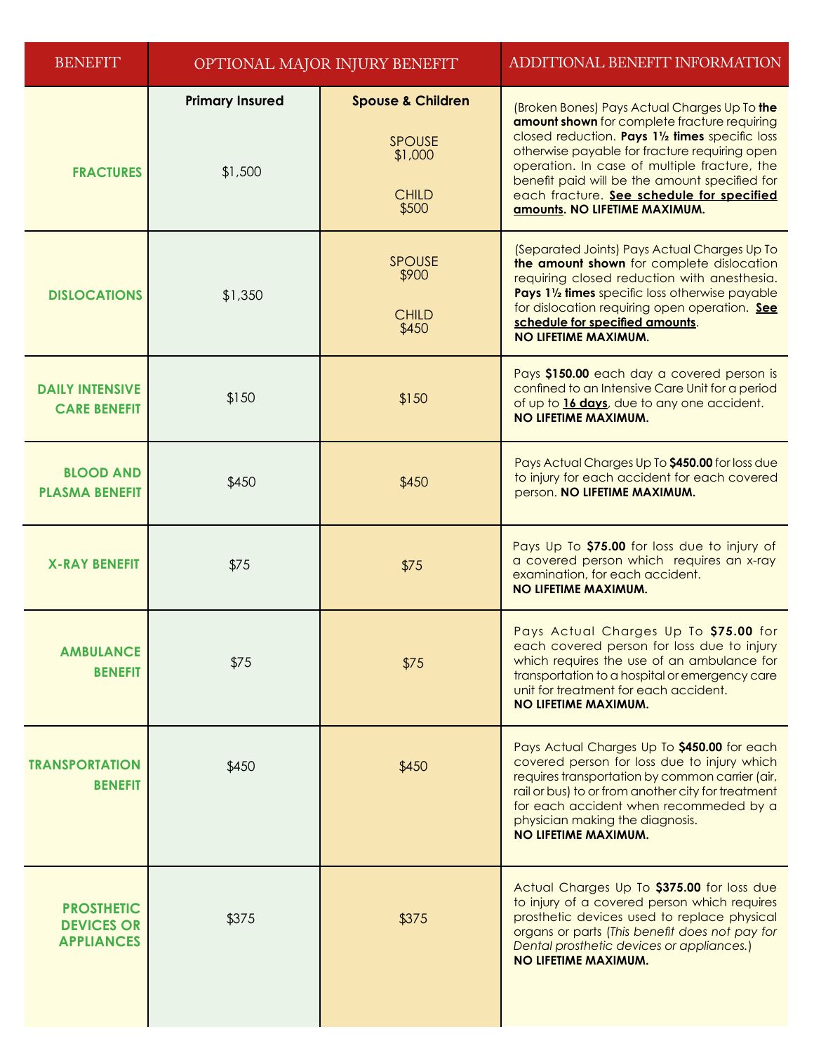| BENEFIT | OPTIONAL MAJOR INJURY BENEFIT | | ADDITIONAL BENEFIT INFORMATION |
|---|---|---|---|
| | **Primary Insured** | **Spouse & Children** | |
| **FRACTURES** | $1,500 | SPOUSE $1,000<br>CHILD $500 | (Broken Bones) Pays Actual Charges Up To **the amount shown** for complete fracture requiring closed reduction. **Pays 1½ times** specific loss otherwise payable for fracture requiring open operation. In case of multiple fracture, the benefit paid will be the amount specified for each fracture. **See schedule for specified amounts. NO LIFETIME MAXIMUM.** |
| **DISLOCATIONS** | $1,350 | SPOUSE $900<br>CHILD $450 | (Separated Joints) Pays Actual Charges Up To **the amount shown** for complete dislocation requiring closed reduction with anesthesia. **Pays 1½ times** specific loss otherwise payable for dislocation requiring open operation. **See schedule for specified amounts**. **NO LIFETIME MAXIMUM.** |
| **DAILY INTENSIVE CARE BENEFIT** | $150 | $150 | Pays **$150.00** each day a covered person is confined to an Intensive Care Unit for a period of up to **16 days**, due to any one accident. **NO LIFETIME MAXIMUM.** |
| **BLOOD AND PLASMA BENEFIT** | $450 | $450 | Pays Actual Charges Up To **$450.00** for loss due to injury for each accident for each covered person. **NO LIFETIME MAXIMUM.** |
| **X-RAY BENEFIT** | $75 | $75 | Pays Up To **$75.00** for loss due to injury of a covered person which requires an x-ray examination, for each accident. **NO LIFETIME MAXIMUM.** |
| **AMBULANCE BENEFIT** | $75 | $75 | Pays Actual Charges Up To **$75.00** for each covered person for loss due to injury which requires the use of an ambulance for transportation to a hospital or emergency care unit for treatment for each accident. **NO LIFETIME MAXIMUM.** |
| **TRANSPORTATION BENEFIT** | $450 | $450 | Pays Actual Charges Up To **$450.00** for each covered person for loss due to injury which requires transportation by common carrier (air, rail or bus) to or from another city for treatment for each accident when recomeded by a physician making the diagnosis. **NO LIFETIME MAXIMUM.** |
| **PROSTHETIC DEVICES OR APPLIANCES** | $375 | $375 | Actual Charges Up To **$375.00** for loss due to injury of a covered person which requires prosthetic devices used to replace physical organs or parts (*This benefit does not pay for Dental prosthetic devices or appliances.*) **NO LIFETIME MAXIMUM.** |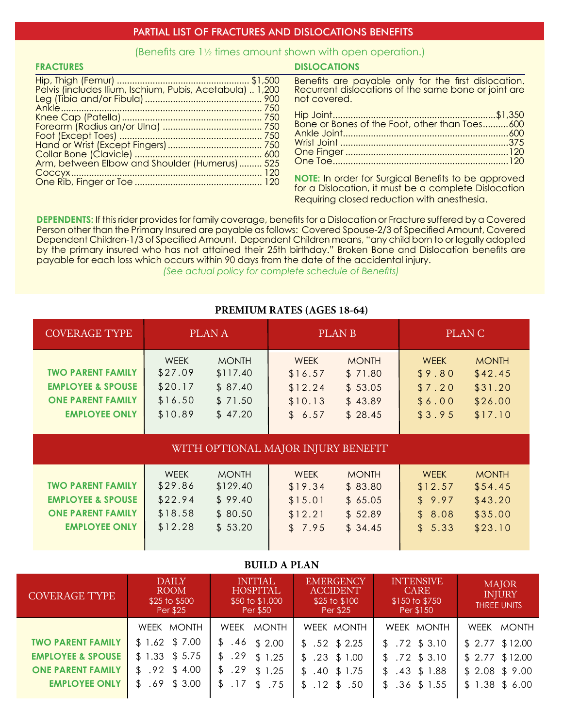## PARTIAL LIST OF FRACTURES AND DISLOCATIONS BENEFITS

(Benefits are 1½ times amount shown with open operation.)

### FRACTURES

| | |
|---|---|
| Hip, Thigh (Femur) | $1,500 |
| Pelvis (includes Ilium, Ischium, Pubis, Acetabula) | 1,200 |
| Leg (Tibia and/or Fibula) | 900 |
| Ankle | 750 |
| Knee Cap (Patella) | 750 |
| Forearm (Radius an/or Ulna) | 750 |
| Foot (Except Toes) | 750 |
| Hand or Wrist (Except Fingers) | 750 |
| Collar Bone (Clavicle) | 600 |
| Arm, between Elbow and Shoulder (Humerus) | 525 |
| Coccyx | 120 |
| One Rib, Finger or Toe | 120 |

### DISLOCATIONS

Benefits are payable only for the first dislocation. Recurrent dislocations of the same bone or joint are not covered.

| | |
|---|---|
| Hip Joint | $1,350 |
| Bone or Bones of the Foot, other than Toes | 600 |
| Ankle Joint | 600 |
| Wrist Joint | 375 |
| One Finger | 120 |
| One Toe | 120 |

**NOTE:** In order for Surgical Benefits to be approved for a Dislocation, it must be a complete Dislocation Requiring closed reduction with anesthesia.

**DEPENDENTS:** If this rider provides for family coverage, benefits for a Dislocation or Fracture suffered by a Covered Person other than the Primary Insured are payable as follows: Covered Spouse-2/3 of Specified Amount, Covered Dependent Children-1/3 of Specified Amount. Dependent Children means, "any child born to or legally adopted by the primary insured who has not attained their 25th birthday." Broken Bone and Dislocation benefits are payable for each loss which occurs within 90 days from the date of the accidental injury.

*(See actual policy for complete schedule of Benefits)*

## PREMIUM RATES (AGES 18-64)

| COVERAGE TYPE | PLAN A | | PLAN B | | PLAN C | |
|---|---|---|---|---|---|---|
| | WEEK | MONTH | WEEK | MONTH | WEEK | MONTH |
| **TWO PARENT FAMILY** | $27.09 | $117.40 | $16.57 | $ 71.80 | $9.80 | $42.45 |
| **EMPLOYEE & SPOUSE** | $20.17 | $ 87.40 | $12.24 | $ 53.05 | $7.20 | $31.20 |
| **ONE PARENT FAMILY** | $16.50 | $ 71.50 | $10.13 | $ 43.89 | $6.00 | $26.00 |
| **EMPLOYEE ONLY** | $10.89 | $ 47.20 | $ 6.57 | $ 28.45 | $3.95 | $17.10 |
| **WITH OPTIONAL MAJOR INJURY BENEFIT** | | | | | | |
| | WEEK | MONTH | WEEK | MONTH | WEEK | MONTH |
| **TWO PARENT FAMILY** | $29.86 | $129.40 | $19.34 | $ 83.80 | $12.57 | $54.45 |
| **EMPLOYEE & SPOUSE** | $22.94 | $ 99.40 | $15.01 | $ 65.05 | $ 9.97 | $43.20 |
| **ONE PARENT FAMILY** | $18.58 | $ 80.50 | $12.21 | $ 52.89 | $ 8.08 | $35.00 |
| **EMPLOYEE ONLY** | $12.28 | $ 53.20 | $ 7.95 | $ 34.45 | $ 5.33 | $23.10 |

## BUILD A PLAN

| COVERAGE TYPE | DAILY ROOM $25 to $500 Per $25 | | INITIAL HOSPITAL $50 to $1,000 Per $50 | | EMERGENCY ACCIDENT $25 to $100 Per $25 | | INTENSIVE CARE $150 to $750 Per $150 | | MAJOR INJURY THREE UNITS | |
|---|---|---|---|---|---|---|---|---|---|---|
| | WEEK | MONTH | WEEK | MONTH | WEEK | MONTH | WEEK | MONTH | WEEK | MONTH |
| **TWO PARENT FAMILY** | $ 1.62 | $ 7.00 | $ .46 | $ 2.00 | $ .52 | $ 2.25 | $ .72 | $ 3.10 | $ 2.77 | $ 12.00 |
| **EMPLOYEE & SPOUSE** | $ 1.33 | $ 5.75 | $ .29 | $ 1.25 | $ .23 | $ 1.00 | $ .72 | $ 3.10 | $ 2.77 | $ 12.00 |
| **ONE PARENT FAMILY** | $ .92 | $ 4.00 | $ .29 | $ 1.25 | $ .40 | $ 1.75 | $ .43 | $ 1.88 | $ 2.08 | $ 9.00 |
| **EMPLOYEE ONLY** | $ .69 | $ 3.00 | $ .17 | $ .75 | $ .12 | $ .50 | $ .36 | $ 1.55 | $ 1.38 | $ 6.00 |